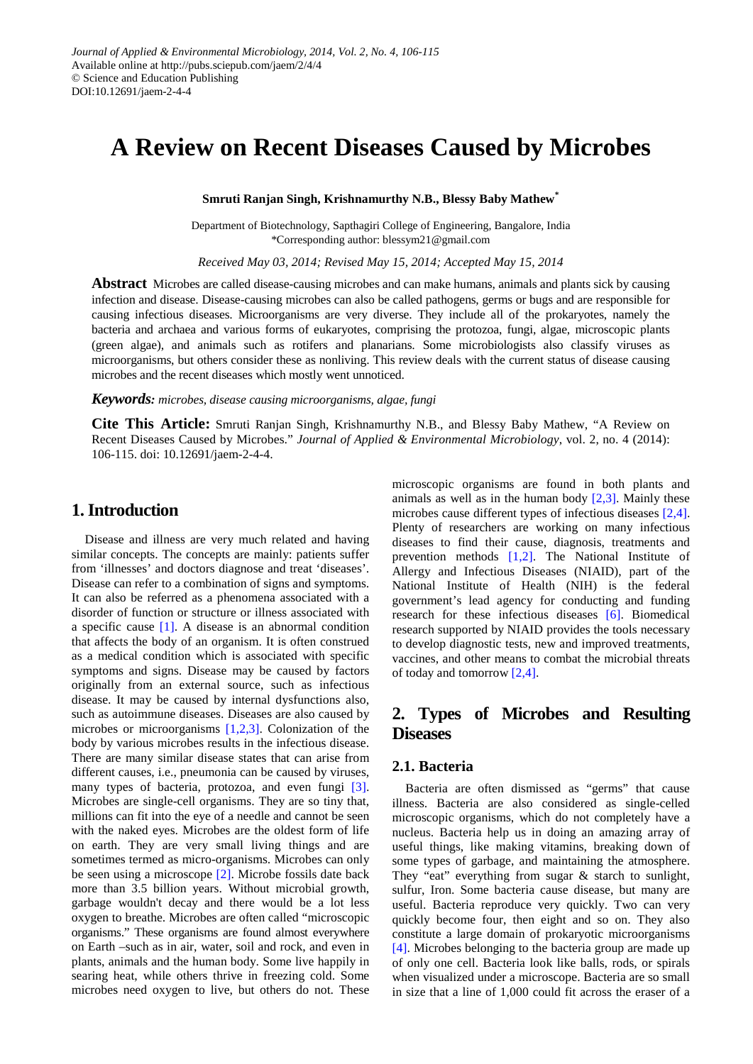Journal of Applied & Environmental Microbiology, 2014, Vol. 2, No. 4, 106-115
Available online at http://pubs.sciepub.com/jaem/2/4/4
© Science and Education Publishing
DOI:10.12691/jaem-2-4-4

# A Review on Recent Diseases Caused by Microbes

**Smruti Ranjan Singh, Krishnamurthy N.B., Blessy Baby Mathew***

Department of Biotechnology, Sapthagiri College of Engineering, Bangalore, India
*Corresponding author: blessym21@gmail.com

*Received May 03, 2014; Revised May 15, 2014; Accepted May 15, 2014*

**Abstract** Microbes are called disease-causing microbes and can make humans, animals and plants sick by causing infection and disease. Disease-causing microbes can also be called pathogens, germs or bugs and are responsible for causing infectious diseases. Microorganisms are very diverse. They include all of the prokaryotes, namely the bacteria and archaea and various forms of eukaryotes, comprising the protozoa, fungi, algae, microscopic plants (green algae), and animals such as rotifers and planarians. Some microbiologists also classify viruses as microorganisms, but others consider these as nonliving. This review deals with the current status of disease causing microbes and the recent diseases which mostly went unnoticed.

***Keywords:*** *microbes, disease causing microorganisms, algae, fungi*

**Cite This Article:** Smruti Ranjan Singh, Krishnamurthy N.B., and Blessy Baby Mathew, "A Review on Recent Diseases Caused by Microbes." *Journal of Applied & Environmental Microbiology*, vol. 2, no. 4 (2014): 106-115. doi: 10.12691/jaem-2-4-4.

## 1. Introduction

Disease and illness are very much related and having similar concepts. The concepts are mainly: patients suffer from 'illnesses' and doctors diagnose and treat 'diseases'. Disease can refer to a combination of signs and symptoms. It can also be referred as a phenomena associated with a disorder of function or structure or illness associated with a specific cause [1]. A disease is an abnormal condition that affects the body of an organism. It is often construed as a medical condition which is associated with specific symptoms and signs. Disease may be caused by factors originally from an external source, such as infectious disease. It may be caused by internal dysfunctions also, such as autoimmune diseases. Diseases are also caused by microbes or microorganisms [1,2,3]. Colonization of the body by various microbes results in the infectious disease. There are many similar disease states that can arise from different causes, i.e., pneumonia can be caused by viruses, many types of bacteria, protozoa, and even fungi [3]. Microbes are single-cell organisms. They are so tiny that, millions can fit into the eye of a needle and cannot be seen with the naked eyes. Microbes are the oldest form of life on earth. They are very small living things and are sometimes termed as micro-organisms. Microbes can only be seen using a microscope [2]. Microbe fossils date back more than 3.5 billion years. Without microbial growth, garbage wouldn't decay and there would be a lot less oxygen to breathe. Microbes are often called "microscopic organisms." These organisms are found almost everywhere on Earth –such as in air, water, soil and rock, and even in plants, animals and the human body. Some live happily in searing heat, while others thrive in freezing cold. Some microbes need oxygen to live, but others do not. These microscopic organisms are found in both plants and animals as well as in the human body [2,3]. Mainly these microbes cause different types of infectious diseases [2,4]. Plenty of researchers are working on many infectious diseases to find their cause, diagnosis, treatments and prevention methods [1,2]. The National Institute of Allergy and Infectious Diseases (NIAID), part of the National Institute of Health (NIH) is the federal government's lead agency for conducting and funding research for these infectious diseases [6]. Biomedical research supported by NIAID provides the tools necessary to develop diagnostic tests, new and improved treatments, vaccines, and other means to combat the microbial threats of today and tomorrow [2,4].

## 2. Types of Microbes and Resulting Diseases

### 2.1. Bacteria

Bacteria are often dismissed as "germs" that cause illness. Bacteria are also considered as single-celled microscopic organisms, which do not completely have a nucleus. Bacteria help us in doing an amazing array of useful things, like making vitamins, breaking down of some types of garbage, and maintaining the atmosphere. They "eat" everything from sugar & starch to sunlight, sulfur, Iron. Some bacteria cause disease, but many are useful. Bacteria reproduce very quickly. Two can very quickly become four, then eight and so on. They also constitute a large domain of prokaryotic microorganisms [4]. Microbes belonging to the bacteria group are made up of only one cell. Bacteria look like balls, rods, or spirals when visualized under a microscope. Bacteria are so small in size that a line of 1,000 could fit across the eraser of a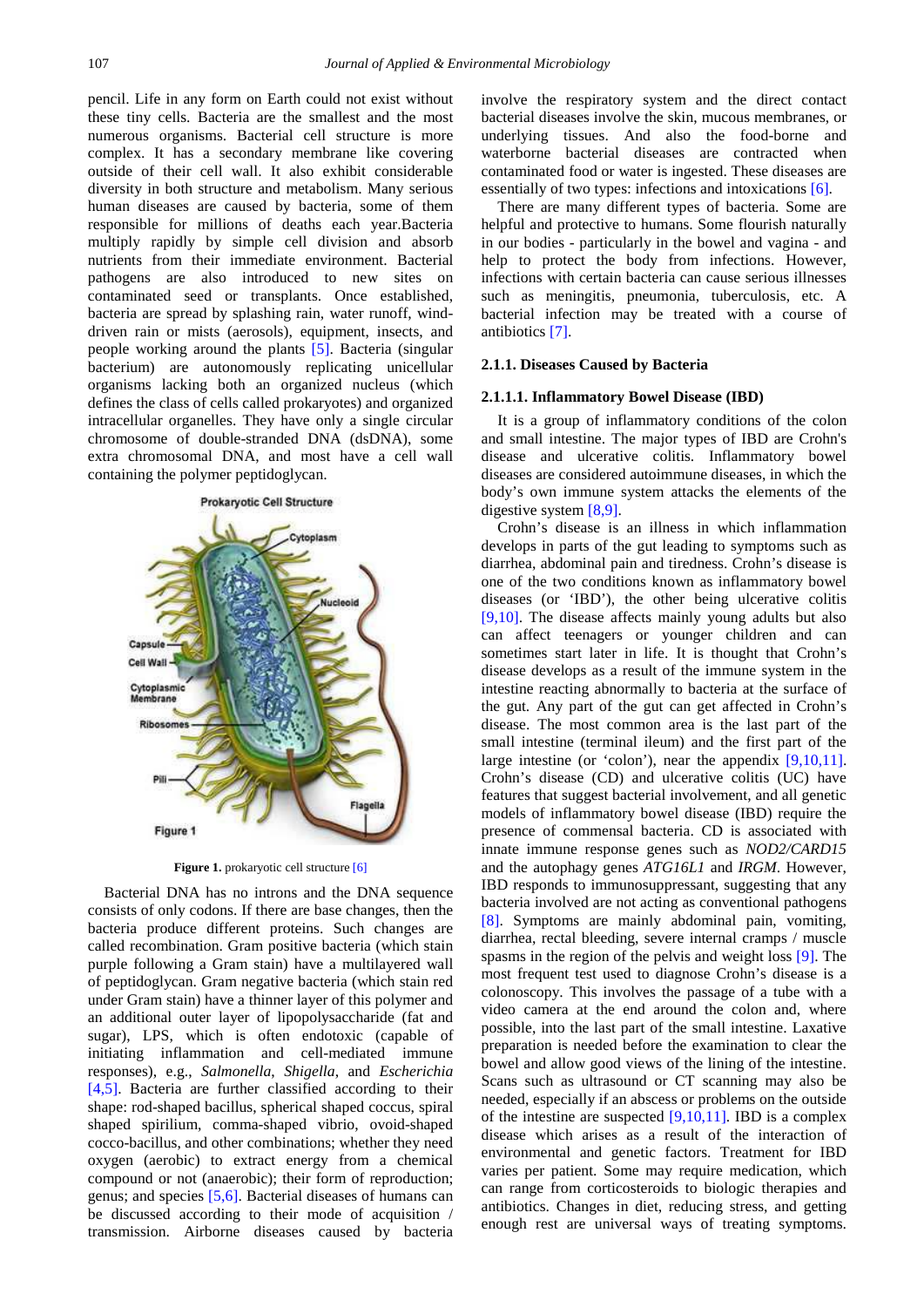pencil. Life in any form on Earth could not exist without these tiny cells. Bacteria are the smallest and the most numerous organisms. Bacterial cell structure is more complex. It has a secondary membrane like covering outside of their cell wall. It also exhibit considerable diversity in both structure and metabolism. Many serious human diseases are caused by bacteria, some of them responsible for millions of deaths each year.Bacteria multiply rapidly by simple cell division and absorb nutrients from their immediate environment. Bacterial pathogens are also introduced to new sites on contaminated seed or transplants. Once established, bacteria are spread by splashing rain, water runoff, wind-driven rain or mists (aerosols), equipment, insects, and people working around the plants [5]. Bacteria (singular bacterium) are autonomously replicating unicellular organisms lacking both an organized nucleus (which defines the class of cells called prokaryotes) and organized intracellular organelles. They have only a single circular chromosome of double-stranded DNA (dsDNA), some extra chromosomal DNA, and most have a cell wall containing the polymer peptidoglycan.

**Figure 1.** prokaryotic cell structure [6]

Bacterial DNA has no introns and the DNA sequence consists of only codons. If there are base changes, then the bacteria produce different proteins. Such changes are called recombination. Gram positive bacteria (which stain purple following a Gram stain) have a multilayered wall of peptidoglycan. Gram negative bacteria (which stain red under Gram stain) have a thinner layer of this polymer and an additional outer layer of lipopolysaccharide (fat and sugar), LPS, which is often endotoxic (capable of initiating inflammation and cell-mediated immune responses), e.g., *Salmonella*, *Shigella*, and *Escherichia* [4,5]. Bacteria are further classified according to their shape: rod-shaped bacillus, spherical shaped coccus, spiral shaped spirilium, comma-shaped vibrio, ovoid-shaped cocco-bacillus, and other combinations; whether they need oxygen (aerobic) to extract energy from a chemical compound or not (anaerobic); their form of reproduction; genus; and species [5,6]. Bacterial diseases of humans can be discussed according to their mode of acquisition / transmission. Airborne diseases caused by bacteria involve the respiratory system and the direct contact bacterial diseases involve the skin, mucous membranes, or underlying tissues. And also the food-borne and waterborne bacterial diseases are contracted when contaminated food or water is ingested. These diseases are essentially of two types: infections and intoxications [6].

There are many different types of bacteria. Some are helpful and protective to humans. Some flourish naturally in our bodies - particularly in the bowel and vagina - and help to protect the body from infections. However, infections with certain bacteria can cause serious illnesses such as meningitis, pneumonia, tuberculosis, etc. A bacterial infection may be treated with a course of antibiotics [7].

#### 2.1.1. Diseases Caused by Bacteria

##### 2.1.1.1. Inflammatory Bowel Disease (IBD)

It is a group of inflammatory conditions of the colon and small intestine. The major types of IBD are Crohn's disease and ulcerative colitis. Inflammatory bowel diseases are considered autoimmune diseases, in which the body's own immune system attacks the elements of the digestive system [8,9].

Crohn's disease is an illness in which inflammation develops in parts of the gut leading to symptoms such as diarrhea, abdominal pain and tiredness. Crohn's disease is one of the two conditions known as inflammatory bowel diseases (or 'IBD'), the other being ulcerative colitis [9,10]. The disease affects mainly young adults but also can affect teenagers or younger children and can sometimes start later in life. It is thought that Crohn's disease develops as a result of the immune system in the intestine reacting abnormally to bacteria at the surface of the gut. Any part of the gut can get affected in Crohn's disease. The most common area is the last part of the small intestine (terminal ileum) and the first part of the large intestine (or 'colon'), near the appendix [9,10,11]. Crohn's disease (CD) and ulcerative colitis (UC) have features that suggest bacterial involvement, and all genetic models of inflammatory bowel disease (IBD) require the presence of commensal bacteria. CD is associated with innate immune response genes such as *NOD2/CARD15* and the autophagy genes *ATG16L1* and *IRGM*. However, IBD responds to immunosuppressant, suggesting that any bacteria involved are not acting as conventional pathogens [8]. Symptoms are mainly abdominal pain, vomiting, diarrhea, rectal bleeding, severe internal cramps / muscle spasms in the region of the pelvis and weight loss [9]. The most frequent test used to diagnose Crohn's disease is a colonoscopy. This involves the passage of a tube with a video camera at the end around the colon and, where possible, into the last part of the small intestine. Laxative preparation is needed before the examination to clear the bowel and allow good views of the lining of the intestine. Scans such as ultrasound or CT scanning may also be needed, especially if an abscess or problems on the outside of the intestine are suspected [9,10,11]. IBD is a complex disease which arises as a result of the interaction of environmental and genetic factors. Treatment for IBD varies per patient. Some may require medication, which can range from corticosteroids to biologic therapies and antibiotics. Changes in diet, reducing stress, and getting enough rest are universal ways of treating symptoms.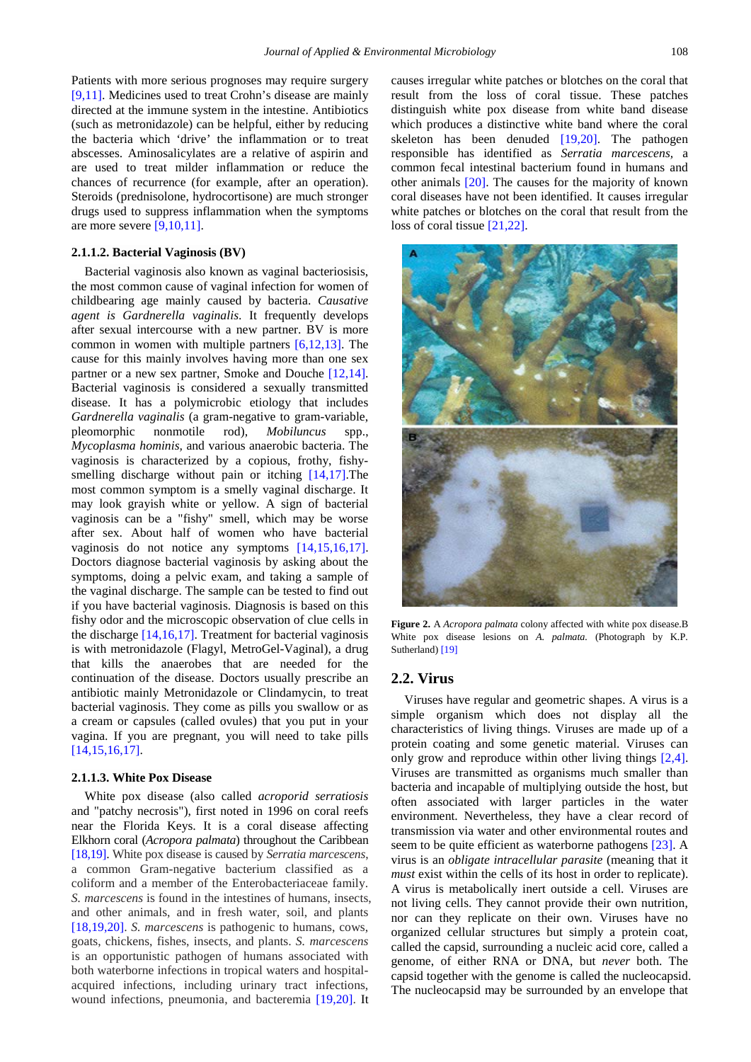Patients with more serious prognoses may require surgery [9,11]. Medicines used to treat Crohn's disease are mainly directed at the immune system in the intestine. Antibiotics (such as metronidazole) can be helpful, either by reducing the bacteria which 'drive' the inflammation or to treat abscesses. Aminosalicylates are a relative of aspirin and are used to treat milder inflammation or reduce the chances of recurrence (for example, after an operation). Steroids (prednisolone, hydrocortisone) are much stronger drugs used to suppress inflammation when the symptoms are more severe [9,10,11].

#### 2.1.1.2. Bacterial Vaginosis (BV)

Bacterial vaginosis also known as vaginal bacteriosisis, the most common cause of vaginal infection for women of childbearing age mainly caused by bacteria. *Causative agent is Gardnerella vaginalis*. It frequently develops after sexual intercourse with a new partner. BV is more common in women with multiple partners [6,12,13]. The cause for this mainly involves having more than one sex partner or a new sex partner, Smoke and Douche [12,14]. Bacterial vaginosis is considered a sexually transmitted disease. It has a polymicrobic etiology that includes *Gardnerella vaginalis* (a gram-negative to gram-variable, pleomorphic nonmotile rod), *Mobiluncus* spp., *Mycoplasma hominis,* and various anaerobic bacteria. The vaginosis is characterized by a copious, frothy, fishy-smelling discharge without pain or itching [14,17].The most common symptom is a smelly vaginal discharge. It may look grayish white or yellow. A sign of bacterial vaginosis can be a "fishy" smell, which may be worse after sex. About half of women who have bacterial vaginosis do not notice any symptoms [14,15,16,17]. Doctors diagnose bacterial vaginosis by asking about the symptoms, doing a pelvic exam, and taking a sample of the vaginal discharge. The sample can be tested to find out if you have bacterial vaginosis. Diagnosis is based on this fishy odor and the microscopic observation of clue cells in the discharge [14,16,17]. Treatment for bacterial vaginosis is with metronidazole (Flagyl, MetroGel-Vaginal), a drug that kills the anaerobes that are needed for the continuation of the disease. Doctors usually prescribe an antibiotic mainly Metronidazole or Clindamycin, to treat bacterial vaginosis. They come as pills you swallow or as a cream or capsules (called ovules) that you put in your vagina. If you are pregnant, you will need to take pills [14,15,16,17].

#### 2.1.1.3. White Pox Disease

White pox disease (also called *acroporid serratiosis* and "patchy necrosis"), first noted in 1996 on coral reefs near the Florida Keys. It is a coral disease affecting Elkhorn coral (*Acropora palmata*) throughout the Caribbean [18,19]. White pox disease is caused by *Serratia marcescens*, a common Gram-negative bacterium classified as a coliform and a member of the Enterobacteriaceae family. *S. marcescens* is found in the intestines of humans, insects, and other animals, and in fresh water, soil, and plants [18,19,20]. *S. marcescens* is pathogenic to humans, cows, goats, chickens, fishes, insects, and plants. *S. marcescens* is an opportunistic pathogen of humans associated with both waterborne infections in tropical waters and hospital-acquired infections, including urinary tract infections, wound infections, pneumonia, and bacteremia [19,20]. It causes irregular white patches or blotches on the coral that result from the loss of coral tissue. These patches distinguish white pox disease from white band disease which produces a distinctive white band where the coral skeleton has been denuded [19,20]. The pathogen responsible has identified as *Serratia marcescens*, a common fecal intestinal bacterium found in humans and other animals [20]. The causes for the majority of known coral diseases have not been identified. It causes irregular white patches or blotches on the coral that result from the loss of coral tissue [21,22].

**Figure 2.** A *Acropora palmata* colony affected with white pox disease.B White pox disease lesions on *A. palmata*. (Photograph by K.P. Sutherland) [19]

## 2.2. Virus

Viruses have regular and geometric shapes. A virus is a simple organism which does not display all the characteristics of living things. Viruses are made up of a protein coating and some genetic material. Viruses can only grow and reproduce within other living things [2,4]. Viruses are transmitted as organisms much smaller than bacteria and incapable of multiplying outside the host, but often associated with larger particles in the water environment. Nevertheless, they have a clear record of transmission via water and other environmental routes and seem to be quite efficient as waterborne pathogens [23]. A virus is an *obligate intracellular parasite* (meaning that it *must* exist within the cells of its host in order to replicate). A virus is metabolically inert outside a cell. Viruses are not living cells. They cannot provide their own nutrition, nor can they replicate on their own. Viruses have no organized cellular structures but simply a protein coat, called the capsid, surrounding a nucleic acid core, called a genome, of either RNA or DNA, but *never* both. The capsid together with the genome is called the nucleocapsid. The nucleocapsid may be surrounded by an envelope that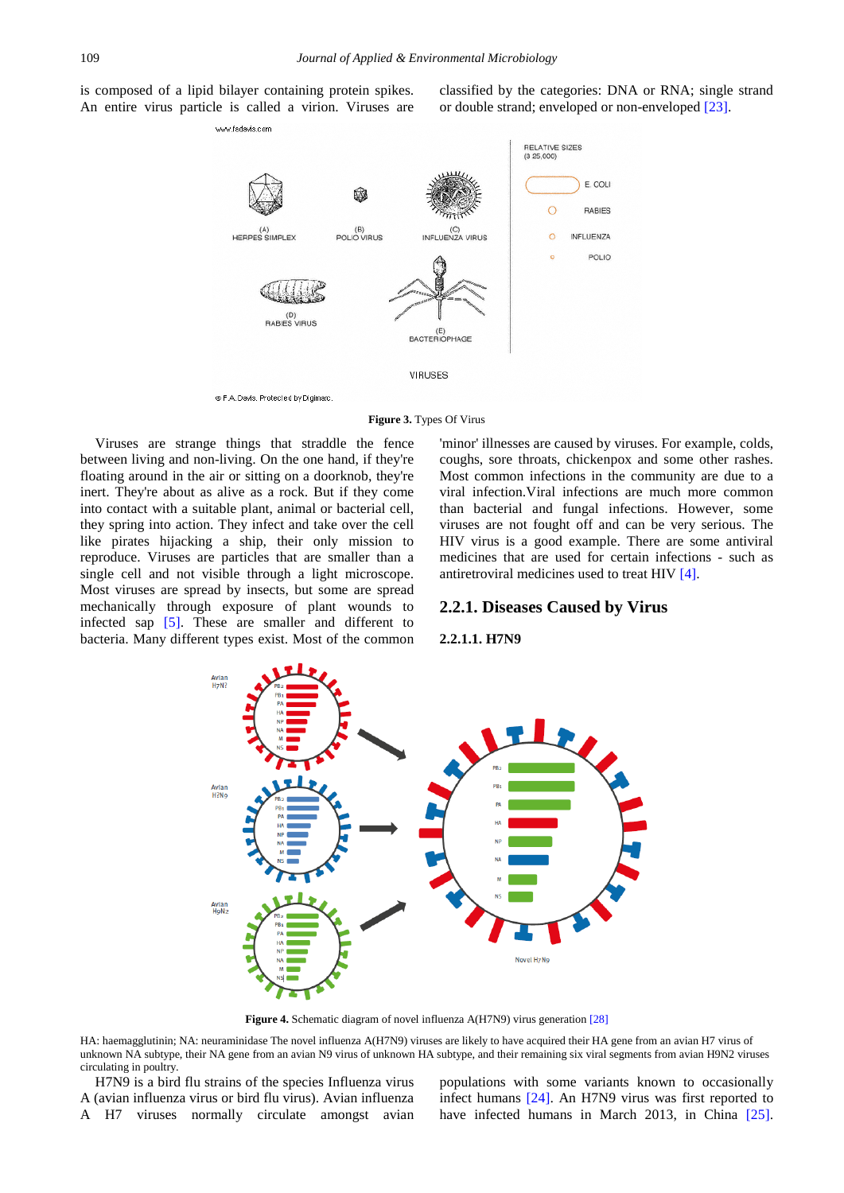is composed of a lipid bilayer containing protein spikes. An entire virus particle is called a virion. Viruses are classified by the categories: DNA or RNA; single strand or double strand; enveloped or non-enveloped [23].

**Figure 3.** Types Of Virus

Viruses are strange things that straddle the fence between living and non-living. On the one hand, if they're floating around in the air or sitting on a doorknob, they're inert. They're about as alive as a rock. But if they come into contact with a suitable plant, animal or bacterial cell, they spring into action. They infect and take over the cell like pirates hijacking a ship, their only mission to reproduce. Viruses are particles that are smaller than a single cell and not visible through a light microscope. Most viruses are spread by insects, but some are spread mechanically through exposure of plant wounds to infected sap [5]. These are smaller and different to bacteria. Many different types exist. Most of the common 'minor' illnesses are caused by viruses. For example, colds, coughs, sore throats, chickenpox and some other rashes. Most common infections in the community are due to a viral infection.Viral infections are much more common than bacterial and fungal infections. However, some viruses are not fought off and can be very serious. The HIV virus is a good example. There are some antiviral medicines that are used for certain infections - such as antiretroviral medicines used to treat HIV [4].

### 2.2.1. Diseases Caused by Virus

#### 2.2.1.1. H7N9

**Figure 4.** Schematic diagram of novel influenza A(H7N9) virus generation [28]

HA: haemagglutinin; NA: neuraminidase The novel influenza A(H7N9) viruses are likely to have acquired their HA gene from an avian H7 virus of unknown NA subtype, their NA gene from an avian N9 virus of unknown HA subtype, and their remaining six viral segments from avian H9N2 viruses circulating in poultry.

H7N9 is a bird flu strains of the species Influenza virus A (avian influenza virus or bird flu virus). Avian influenza A H7 viruses normally circulate amongst avian populations with some variants known to occasionally infect humans [24]. An H7N9 virus was first reported to have infected humans in March 2013, in China [25].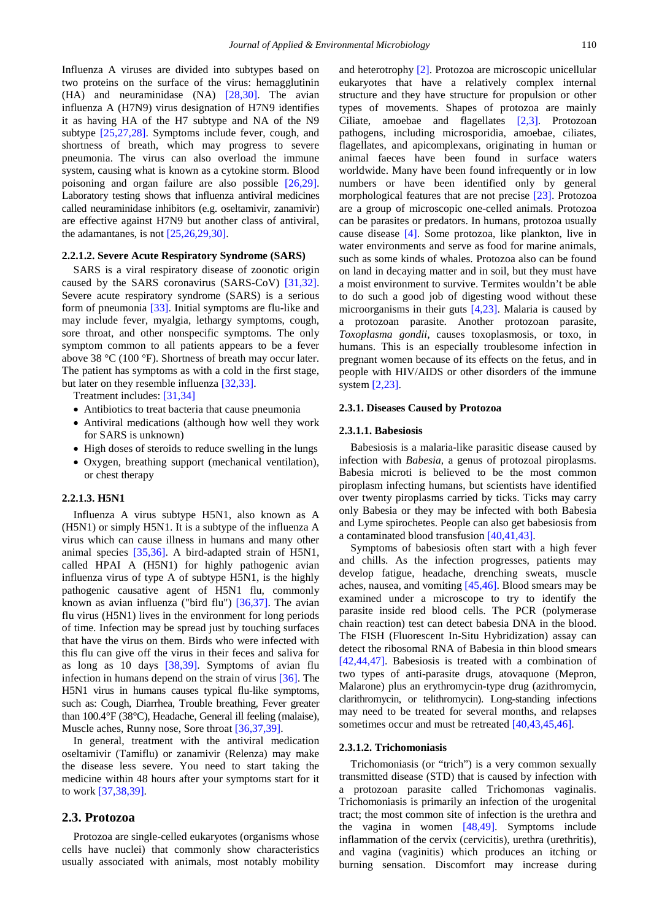Influenza A viruses are divided into subtypes based on two proteins on the surface of the virus: hemagglutinin (HA) and neuraminidase (NA) [28,30]. The avian influenza A (H7N9) virus designation of H7N9 identifies it as having HA of the H7 subtype and NA of the N9 subtype [25,27,28]. Symptoms include fever, cough, and shortness of breath, which may progress to severe pneumonia. The virus can also overload the immune system, causing what is known as a cytokine storm. Blood poisoning and organ failure are also possible [26,29]. Laboratory testing shows that influenza antiviral medicines called neuraminidase inhibitors (e.g. oseltamivir, zanamivir) are effective against H7N9 but another class of antiviral, the adamantanes, is not [25,26,29,30].

#### 2.2.1.2. Severe Acute Respiratory Syndrome (SARS)

SARS is a viral respiratory disease of zoonotic origin caused by the SARS coronavirus (SARS-CoV) [31,32]. Severe acute respiratory syndrome (SARS) is a serious form of pneumonia [33]. Initial symptoms are flu-like and may include fever, myalgia, lethargy symptoms, cough, sore throat, and other nonspecific symptoms. The only symptom common to all patients appears to be a fever above 38 °C (100 °F). Shortness of breath may occur later. The patient has symptoms as with a cold in the first stage, but later on they resemble influenza [32,33].

Treatment includes: [31,34]

- Antibiotics to treat bacteria that cause pneumonia
- Antiviral medications (although how well they work for SARS is unknown)
- High doses of steroids to reduce swelling in the lungs
- Oxygen, breathing support (mechanical ventilation), or chest therapy

#### 2.2.1.3. H5N1

Influenza A virus subtype H5N1, also known as A (H5N1) or simply H5N1. It is a subtype of the influenza A virus which can cause illness in humans and many other animal species [35,36]. A bird-adapted strain of H5N1, called HPAI A (H5N1) for highly pathogenic avian influenza virus of type A of subtype H5N1, is the highly pathogenic causative agent of H5N1 flu, commonly known as avian influenza ("bird flu") [36,37]. The avian flu virus (H5N1) lives in the environment for long periods of time. Infection may be spread just by touching surfaces that have the virus on them. Birds who were infected with this flu can give off the virus in their feces and saliva for as long as 10 days [38,39]. Symptoms of avian flu infection in humans depend on the strain of virus [36]. The H5N1 virus in humans causes typical flu-like symptoms, such as: Cough, Diarrhea, Trouble breathing, Fever greater than 100.4°F (38°C), Headache, General ill feeling (malaise), Muscle aches, Runny nose, Sore throat [36,37,39].

In general, treatment with the antiviral medication oseltamivir (Tamiflu) or zanamivir (Relenza) may make the disease less severe. You need to start taking the medicine within 48 hours after your symptoms start for it to work [37,38,39].

## 2.3. Protozoa

Protozoa are single-celled eukaryotes (organisms whose cells have nuclei) that commonly show characteristics usually associated with animals, most notably mobility and heterotrophy [2]. Protozoa are microscopic unicellular eukaryotes that have a relatively complex internal structure and they have structure for propulsion or other types of movements. Shapes of protozoa are mainly Ciliate, amoebae and flagellates [2,3]. Protozoan pathogens, including microsporidia, amoebae, ciliates, flagellates, and apicomplexans, originating in human or animal faeces have been found in surface waters worldwide. Many have been found infrequently or in low numbers or have been identified only by general morphological features that are not precise [23]. Protozoa are a group of microscopic one-celled animals. Protozoa can be parasites or predators. In humans, protozoa usually cause disease [4]. Some protozoa, like plankton, live in water environments and serve as food for marine animals, such as some kinds of whales. Protozoa also can be found on land in decaying matter and in soil, but they must have a moist environment to survive. Termites wouldn't be able to do such a good job of digesting wood without these microorganisms in their guts [4,23]. Malaria is caused by a protozoan parasite. Another protozoan parasite, *Toxoplasma gondii*, causes toxoplasmosis, or toxo, in humans. This is an especially troublesome infection in pregnant women because of its effects on the fetus, and in people with HIV/AIDS or other disorders of the immune system [2,23].

### 2.3.1. Diseases Caused by Protozoa

#### 2.3.1.1. Babesiosis

Babesiosis is a malaria-like parasitic disease caused by infection with *Babesia*, a genus of protozoal piroplasms. Babesia microti is believed to be the most common piroplasm infecting humans, but scientists have identified over twenty piroplasms carried by ticks. Ticks may carry only Babesia or they may be infected with both Babesia and Lyme spirochetes. People can also get babesiosis from a contaminated blood transfusion [40,41,43].

Symptoms of babesiosis often start with a high fever and chills. As the infection progresses, patients may develop fatigue, headache, drenching sweats, muscle aches, nausea, and vomiting [45,46]. Blood smears may be examined under a microscope to try to identify the parasite inside red blood cells. The PCR (polymerase chain reaction) test can detect babesia DNA in the blood. The FISH (Fluorescent In-Situ Hybridization) assay can detect the ribosomal RNA of Babesia in thin blood smears [42,44,47]. Babesiosis is treated with a combination of two types of anti-parasite drugs, atovaquone (Mepron, Malarone) plus an erythromycin-type drug (azithromycin, clarithromycin, or telithromycin). Long-standing infections may need to be treated for several months, and relapses sometimes occur and must be retreated [40,43,45,46].

#### 2.3.1.2. Trichomoniasis

Trichomoniasis (or "trich") is a very common sexually transmitted disease (STD) that is caused by infection with a protozoan parasite called Trichomonas vaginalis. Trichomoniasis is primarily an infection of the urogenital tract; the most common site of infection is the urethra and the vagina in women [48,49]. Symptoms include inflammation of the cervix (cervicitis), urethra (urethritis), and vagina (vaginitis) which produces an itching or burning sensation. Discomfort may increase during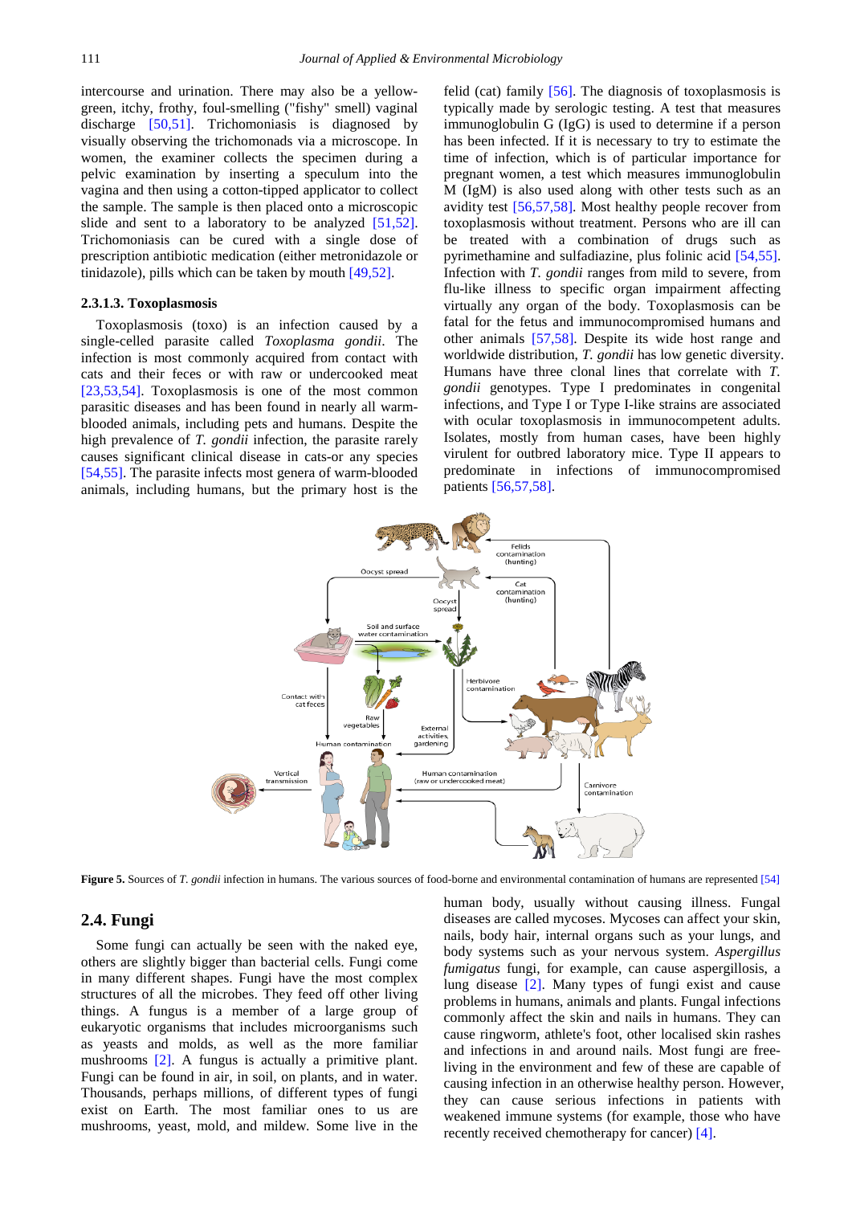intercourse and urination. There may also be a yellow-green, itchy, frothy, foul-smelling ("fishy" smell) vaginal discharge [50,51]. Trichomoniasis is diagnosed by visually observing the trichomonads via a microscope. In women, the examiner collects the specimen during a pelvic examination by inserting a speculum into the vagina and then using a cotton-tipped applicator to collect the sample. The sample is then placed onto a microscopic slide and sent to a laboratory to be analyzed [51,52]. Trichomoniasis can be cured with a single dose of prescription antibiotic medication (either metronidazole or tinidazole), pills which can be taken by mouth [49,52].

#### 2.3.1.3. Toxoplasmosis

Toxoplasmosis (toxo) is an infection caused by a single-celled parasite called *Toxoplasma gondii*. The infection is most commonly acquired from contact with cats and their feces or with raw or undercooked meat [23,53,54]. Toxoplasmosis is one of the most common parasitic diseases and has been found in nearly all warm-blooded animals, including pets and humans. Despite the high prevalence of *T. gondii* infection, the parasite rarely causes significant clinical disease in cats-or any species [54,55]. The parasite infects most genera of warm-blooded animals, including humans, but the primary host is the felid (cat) family [56]. The diagnosis of toxoplasmosis is typically made by serologic testing. A test that measures immunoglobulin G (IgG) is used to determine if a person has been infected. If it is necessary to try to estimate the time of infection, which is of particular importance for pregnant women, a test which measures immunoglobulin M (IgM) is also used along with other tests such as an avidity test [56,57,58]. Most healthy people recover from toxoplasmosis without treatment. Persons who are ill can be treated with a combination of drugs such as pyrimethamine and sulfadiazine, plus folinic acid [54,55]. Infection with *T. gondii* ranges from mild to severe, from flu-like illness to specific organ impairment affecting virtually any organ of the body. Toxoplasmosis can be fatal for the fetus and immunocompromised humans and other animals [57,58]. Despite its wide host range and worldwide distribution, *T. gondii* has low genetic diversity. Humans have three clonal lines that correlate with *T. gondii* genotypes. Type I predominates in congenital infections, and Type I or Type I-like strains are associated with ocular toxoplasmosis in immunocompetent adults. Isolates, mostly from human cases, have been highly virulent for outbred laboratory mice. Type II appears to predominate in infections of immunocompromised patients [56,57,58].

**Figure 5.** Sources of *T. gondii* infection in humans. The various sources of food-borne and environmental contamination of humans are represented [54]

## 2.4. Fungi

Some fungi can actually be seen with the naked eye, others are slightly bigger than bacterial cells. Fungi come in many different shapes. Fungi have the most complex structures of all the microbes. They feed off other living things. A fungus is a member of a large group of eukaryotic organisms that includes microorganisms such as yeasts and molds, as well as the more familiar mushrooms [2]. A fungus is actually a primitive plant. Fungi can be found in air, in soil, on plants, and in water. Thousands, perhaps millions, of different types of fungi exist on Earth. The most familiar ones to us are mushrooms, yeast, mold, and mildew. Some live in the human body, usually without causing illness. Fungal diseases are called mycoses. Mycoses can affect your skin, nails, body hair, internal organs such as your lungs, and body systems such as your nervous system. *Aspergillus fumigatus* fungi, for example, can cause aspergillosis, a lung disease [2]. Many types of fungi exist and cause problems in humans, animals and plants. Fungal infections commonly affect the skin and nails in humans. They can cause ringworm, athlete's foot, other localised skin rashes and infections in and around nails. Most fungi are free-living in the environment and few of these are capable of causing infection in an otherwise healthy person. However, they can cause serious infections in patients with weakened immune systems (for example, those who have recently received chemotherapy for cancer) [4].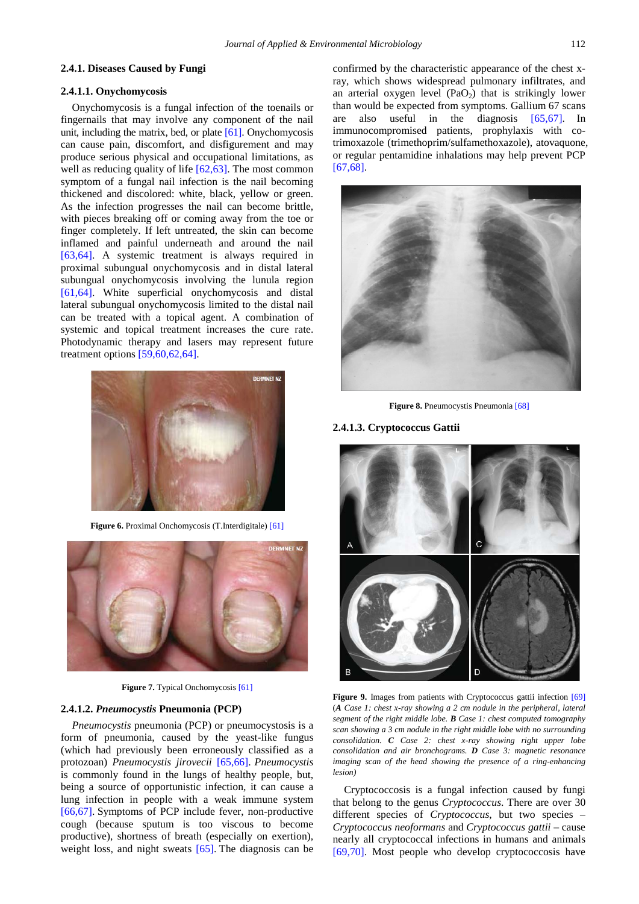#### 2.4.1. Diseases Caused by Fungi

#### 2.4.1.1. Onychomycosis

Onychomycosis is a fungal infection of the toenails or fingernails that may involve any component of the nail unit, including the matrix, bed, or plate [61]. Onychomycosis can cause pain, discomfort, and disfigurement and may produce serious physical and occupational limitations, as well as reducing quality of life [62,63]. The most common symptom of a fungal nail infection is the nail becoming thickened and discolored: white, black, yellow or green. As the infection progresses the nail can become brittle, with pieces breaking off or coming away from the toe or finger completely. If left untreated, the skin can become inflamed and painful underneath and around the nail [63,64]. A systemic treatment is always required in proximal subungual onychomycosis and in distal lateral subungual onychomycosis involving the lunula region [61,64]. White superficial onychomycosis and distal lateral subungual onychomycosis limited to the distal nail can be treated with a topical agent. A combination of systemic and topical treatment increases the cure rate. Photodynamic therapy and lasers may represent future treatment options [59,60,62,64].

**Figure 6.** Proximal Onchomycosis (T.Interdigitale) [61]

**Figure 7.** Typical Onchomycosis [61]

#### 2.4.1.2. *Pneumocystis* Pneumonia (PCP)

*Pneumocystis* pneumonia (PCP) or pneumocystosis is a form of pneumonia, caused by the yeast-like fungus (which had previously been erroneously classified as a protozoan) *Pneumocystis jirovecii* [65,66]. *Pneumocystis* is commonly found in the lungs of healthy people, but, being a source of opportunistic infection, it can cause a lung infection in people with a weak immune system [66,67]. Symptoms of PCP include fever, non-productive cough (because sputum is too viscous to become productive), shortness of breath (especially on exertion), weight loss, and night sweats [65]. The diagnosis can be confirmed by the characteristic appearance of the chest x-ray, which shows widespread pulmonary infiltrates, and an arterial oxygen level ($PaO_2$) that is strikingly lower than would be expected from symptoms. Gallium 67 scans are also useful in the diagnosis [65,67]. In immunocompromised patients, prophylaxis with co-trimoxazole (trimethoprim/sulfamethoxazole), atovaquone, or regular pentamidine inhalations may help prevent PCP [67,68].

**Figure 8.** Pneumocystis Pneumonia [68]

#### 2.4.1.3. Cryptococcus Gattii

**Figure 9.** Images from patients with Cryptococcus gattii infection [69] (***A*** *Case 1: chest x-ray showing a 2 cm nodule in the peripheral, lateral segment of the right middle lobe.* ***B*** *Case 1: chest computed tomography scan showing a 3 cm nodule in the right middle lobe with no surrounding consolidation.* ***C*** *Case 2: chest x-ray showing right upper lobe consolidation and air bronchograms.* ***D*** *Case 3: magnetic resonance imaging scan of the head showing the presence of a ring-enhancing lesion)*

Cryptococcosis is a fungal infection caused by fungi that belong to the genus *Cryptococcus*. There are over 30 different species of *Cryptococcus*, but two species – *Cryptococcus neoformans* and *Cryptococcus gattii* – cause nearly all cryptococcal infections in humans and animals [69,70]. Most people who develop cryptococcosis have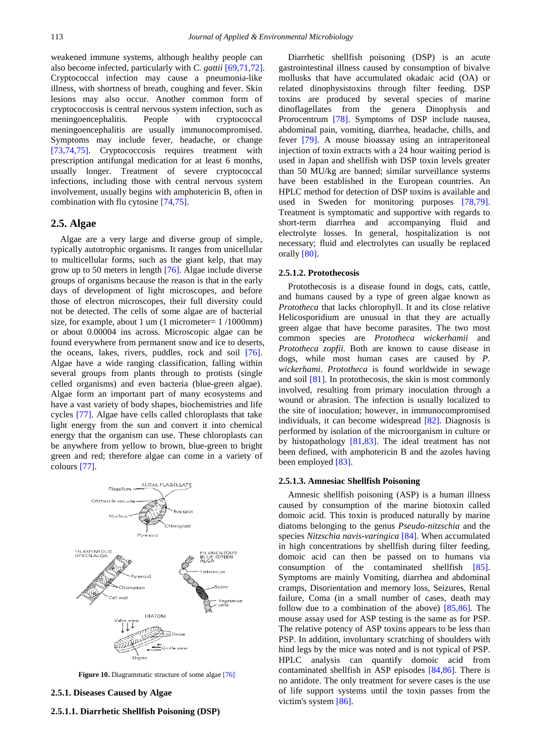weakened immune systems, although healthy people can also become infected, particularly with *C. gattii* [69,71,72]. Cryptococcal infection may cause a pneumonia-like illness, with shortness of breath, coughing and fever. Skin lesions may also occur. Another common form of cryptococcosis is central nervous system infection, such as meningoencephalitis. People with cryptococcal meningoencephalitis are usually immunocompromised. Symptoms may include fever, headache, or change [73,74,75]. Cryptococcosis requires treatment with prescription antifungal medication for at least 6 months, usually longer. Treatment of severe cryptococcal infections, including those with central nervous system involvement, usually begins with amphotericin B, often in combination with flu cytosine [74,75].

## 2.5. Algae

Algae are a very large and diverse group of simple, typically autotrophic organisms. It ranges from unicellular to multicellular forms, such as the giant kelp, that may grow up to 50 meters in length [76]. Algae include diverse groups of organisms because the reason is that in the early days of development of light microscopes, and before those of electron microscopes, their full diversity could not be detected. The cells of some algae are of bacterial size, for example, about 1 um (1 micrometer= 1 /1000mm) or about 0.00004 ins across. Microscopic algae can be found everywhere from permanent snow and ice to deserts, the oceans, lakes, rivers, puddles, rock and soil [76]. Algae have a wide ranging classification, falling within several groups from plants through to protists (single celled organisms) and even bacteria (blue-green algae). Algae form an important part of many ecosystems and have a vast variety of body shapes, biochemistries and life cycles [77]. Algae have cells called chloroplasts that take light energy from the sun and convert it into chemical energy that the organism can use. These chloroplasts can be anywhere from yellow to brown, blue-green to bright green and red; therefore algae can come in a variety of colours [77].

**Figure 10.** Diagrammatic structure of some algae [76]

### 2.5.1. Diseases Caused by Algae

#### 2.5.1.1. Diarrhetic Shellfish Poisoning (DSP)

Diarrhetic shellfish poisoning (DSP) is an acute gastrointestinal illness caused by consumption of bivalve mollusks that have accumulated okadaic acid (OA) or related dinophysistoxins through filter feeding. DSP toxins are produced by several species of marine dinoflagellates from the genera Dinophysis and Prorocentrum [78]. Symptoms of DSP include nausea, abdominal pain, vomiting, diarrhea, headache, chills, and fever [79]. A mouse bioassay using an intraperitoneal injection of toxin extracts with a 24 hour waiting period is used in Japan and shellfish with DSP toxin levels greater than 50 MU/kg are banned; similar surveillance systems have been established in the European countries. An HPLC method for detection of DSP toxins is available and used in Sweden for monitoring purposes [78,79]. Treatment is symptomatic and supportive with regards to short-term diarrhea and accompanying fluid and electrolyte losses. In general, hospitalization is not necessary; fluid and electrolytes can usually be replaced orally [80].

#### 2.5.1.2. Protothecosis

Protothecosis is a disease found in dogs, cats, cattle, and humans caused by a type of green algae known as *Prototheca* that lacks chlorophyll. It and its close relative Helicosporidium are unusual in that they are actually green algae that have become parasites. The two most common species are *Prototheca wickerhamii* and *Prototheca zopfii*. Both are known to cause disease in dogs, while most human cases are caused by *P. wickerhami*. *Prototheca* is found worldwide in sewage and soil [81]. In protothecosis, the skin is most commonly involved, resulting from primary inoculation through a wound or abrasion. The infection is usually localized to the site of inoculation; however, in immunocompromised individuals, it can become widespread [82]. Diagnosis is performed by isolation of the microorganism in culture or by histopathology [81,83]. The ideal treatment has not been defined, with amphotericin B and the azoles having been employed [83].

#### 2.5.1.3. Amnesiac Shellfish Poisoning

Amnesic shellfish poisoning (ASP) is a human illness caused by consumption of the marine biotoxin called domoic acid. This toxin is produced naturally by marine diatoms belonging to the genus *Pseudo-nitzschia* and the species *Nitzschia navis-varingica* [84]. When accumulated in high concentrations by shellfish during filter feeding, domoic acid can then be passed on to humans via consumption of the contaminated shellfish [85]. Symptoms are mainly Vomiting, diarrhea and abdominal cramps, Disorientation and memory loss, Seizures, Renal failure, Coma (in a small number of cases, death may follow due to a combination of the above) [85,86]. The mouse assay used for ASP testing is the same as for PSP. The relative potency of ASP toxins appears to be less than PSP. In addition, involuntary scratching of shoulders with hind legs by the mice was noted and is not typical of PSP. HPLC analysis can quantify domoic acid from contaminated shellfish in ASP episodes [84,86]. There is no antidote. The only treatment for severe cases is the use of life support systems until the toxin passes from the victim's system [86].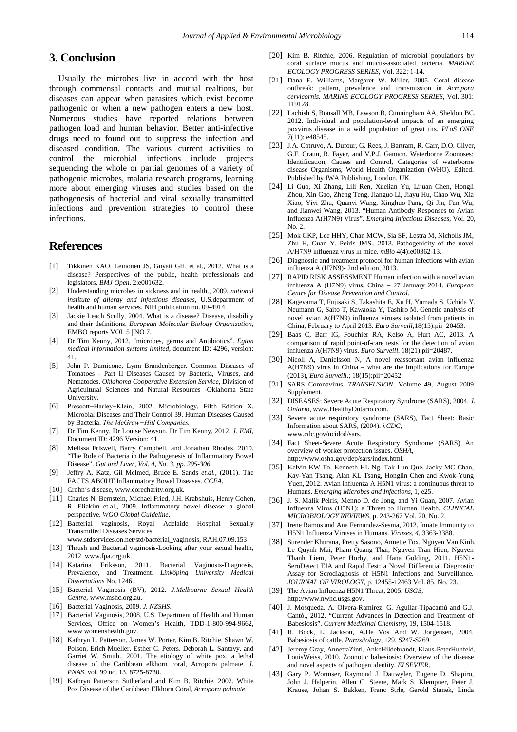## 3. Conclusion

Usually the microbes live in accord with the host through commensal contacts and mutual realtions, but diseases can appear when parasites which exist become pathogenic or when a new pathogen enters a new host. Numerous studies have reported relations between pathogen load and human behavior. Better anti-infective drugs need to found out to suppress the infection and diseased condition. The various current activities to control the microbial infections include projects sequencing the whole or partial genomes of a variety of pathogenic microbes, malaria research programs, learning more about emerging viruses and studies based on the pathogenesis of bacterial and viral sexually transmitted infections and prevention strategies to control these infections.

## References

[1] Tikkinen KAO, Leinonen JS, Guyatt GH, et al., 2012. What is a disease? Perspectives of the public, health professionals and legislators. *BMJ Open*, 2:e001632.

[2] Understanding microbes in sickness and in health., 2009. *national institute of allergy and infectious diseases*, U.S.department of health and human services, NIH publication no. 09-4914.

[3] Jackie Leach Scully, 2004. What is a disease? Disease, disability and their definitions. *European Molecular Biology Organization*, EMBO reports VOL 5 | NO 7.

[4] Dr Tim Kenny, 2012. "microbes, germs and Antibiotics". *Egton medical information systems limited*, document ID: 4296, version: 41.

[5] John P. Damicone, Lynn Brandenberger. Common Diseases of Tomatoes - Part II Diseases Caused by Bacteria, Viruses, and Nematodes. *Oklahoma Cooperative Extension Service*, Division of Agricultural Sciences and Natural Resources -Oklahoma State University.

[6] Prescott−Harley−Klein, 2002. Microbiology, Fifth Edition X. Microbial Diseases and Their Control 39. Human Diseases Caused by Bacteria. *The McGraw−Hill Companies.*

[7] Dr Tim Kenny, Dr Louise Newson, Dr Tim Kenny, 2012. *J. EMI*, Document ID: 4296 Version: 41.

[8] Melissa Friswell, Barry Campbell, and Jonathan Rhodes, 2010. "The Role of Bacteria in the Pathogenesis of Inflammatory Bowel Disease". *Gut and Liver, Vol. 4, No. 3, pp. 295-306.*

[9] Jeffry A. Katz, Gil Melmed, Bruce E. Sands *et.al.*, (2011). The FACTS ABOUT Inflammatory Bowel Diseases. *CCFA.*

[10] Crohn's disease, www.corecharity.org.uk.

[11] Charles N. Bernstein, Michael Fried, J.H. Krabshuis, Henry Cohen, R. Eliakim et.al., 2009. Inflammatory bowel disease: a global perspective. *WGO Global Guideline.*

[12] Bacterial vaginosis, Royal Adelaide Hospital Sexually Transmitted Diseases Services, www.stdservices.on.net/std/bacterial_vaginosis, RAH.07.09.153

[13] Thrush and Bacterial vaginosis-Looking after your sexual health, 2012. www.fpa.org.uk.

[14] Katarina Eriksson, 2011. Bacterial Vaginosis-Diagnosis, Prevalence, and Treatment. *Linköping University Medical Dissertations* No. 1246.

[15] Bacterial Vaginosis (BV), 2012. *J.Melbourne Sexual Health Centre*, www.mshc.org.au.

[16] Bacterial Vaginosis, 2009. *J. NZSHS*.

[17] Bacterial Vaginosis, 2008. U.S. Department of Health and Human Services, Office on Women's Health, TDD-1-800-994-9662, www.womenshealth.gov.

[18] Kathryn L. Patterson, James W. Porter, Kim B. Ritchie, Shawn W. Polson, Erich Mueller, Esther C. Peters, Deborah L. Santavy, and Garriet W. Smith., 2001. The etiology of white pox, a lethal disease of the Caribbean elkhorn coral, Acropora palmate. *J. PNAS*, vol. 99 no. 13. 8725-8730.

[19] Kathryn Patterson Sutherland and Kim B. Ritchie, 2002. White Pox Disease of the Caribbean Elkhorn Coral, *Acropora palmate.*

[20] Kim B. Ritchie, 2006. Regulation of microbial populations by coral surface mucus and mucus-associated bacteria. *MARINE ECOLOGY PROGRESS SERIES*, Vol. 322: 1-14.

[21] Dana E. Williams, Margaret W. Miller, 2005. Coral disease outbreak: pattern, prevalence and transmission in *Acropora cervicornis. MARINE ECOLOGY PROGRESS SERIES*, Vol. 301: 119128.

[22] Lachish S, Bonsall MB, Lawson B, Cunningham AA, Sheldon BC, 2012. Individual and population-level impacts of an emerging poxvirus disease in a wild population of great tits. *PLoS ONE* 7(11): e48545.

[23] J.A. Cotruvo, A. Dufour, G. Rees, J. Bartram, R. Carr, D.O. Cliver, G.F. Craun, R. Fayer, and V.P.J. Gannon. Waterborne Zoonoses: Identification, Causes and Control, Categories of waterborne disease Organisms, World Health Organization (WHO). Edited. Published by IWA Publishing, London, UK.

[24] Li Guo, Xi Zhang, Lili Ren, Xuelian Yu, Lijuan Chen, Hongli Zhou, Xin Gao, Zheng Teng, Jianguo Li, Jiayu Hu, Chao Wu, Xia Xiao, Yiyi Zhu, Quanyi Wang, Xinghuo Pang, Qi Jin, Fan Wu, and Jianwei Wang, 2013. "Human Antibody Responses to Avian Influenza A(H7N9) Virus". *Emerging Infectious Diseases*, Vol. 20, No. 2.

[25] Mok CKP, Lee HHY, Chan MCW, Sia SF, Lestra M, Nicholls JM, Zhu H, Guan Y, Peiris JMS., 2013. Pathogenicity of the novel A/H7N9 influenza virus in mice. *mBio* 4(4):e00362-13.

[26] Diagnostic and treatment protocol for human infections with avian influenza A (H7N9)- 2nd edition, 2013.

[27] RAPID RISK ASSESSMENT Human infection with a novel avian influenza A (H7N9) virus, China – 27 January 2014. *European Centre for Disease Prevention and Control.*

[28] Kageyama T, Fujisaki S, Takashita E, Xu H, Yamada S, Uchida Y, Neumann G, Saito T, Kawaoka Y, Tashiro M. Genetic analysis of novel avian A(H7N9) influenza viruses isolated from patients in China, February to April 2013. *Euro Surveill*;18(15):pii=20453.

[29] Baas C, Barr IG, Fouchier RA, Kelso A, Hurt AC, 2013. A comparison of rapid point-of-care tests for the detection of avian influenza A(H7N9) virus. *Euro Surveill*. 18(21):pii=20487.

[30] Nicoll A, Danielsson N, A novel reassortant avian influenza A(H7N9) virus in China – what are the implications for Europe (2013), *Euro Surveill*.; 18(15):pii=20452.

[31] SARS Coronavirus, *TRANSFUSION*, Volume 49, August 2009 Supplement.

[32] DISEASES: Severe Acute Respiratory Syndrome (SARS), 2004. *J. Ontario*, www.HealthyOntario.com.

[33] Severe acute respiratory syndrome (SARS), Fact Sheet: Basic Information about SARS, (2004). *j.CDC*, www.cdc.gov/ncidod/sars.

[34] Fact Sheet-Severe Acute Respiratory Syndrome (SARS) An overview of worker protection issues. *OSHA*, http://www.osha.gov/dep/sars/index.html.

[35] Kelvin KW To, Kenneth HL Ng, Tak-Lun Que, Jacky MC Chan, Kay-Yan Tsang, Alan KL Tsang, Honglin Chen and Kwok-Yung Yuen, 2012. Avian influenza A H5N1 virus: a continuous threat to Humans. *Emerging Microbes and Infections*, 1, e25.

[36] J. S. Malik Peiris, Menno D. de Jong, and Yi Guan, 2007. Avian Influenza Virus (H5N1): a Threat to Human Health. *CLINICAL MICROBIOLOGY REVIEWS*, p. 243-267 Vol. 20, No. 2.

[37] Irene Ramos and Ana Fernandez-Sesma, 2012. Innate Immunity to H5N1 Influenza Viruses in Humans. *Viruses, 4*, 3363-3388.

[38] Surender Khurana, Pretty Sasono, Annette Fox, Nguyen Van Kinh, Le Quynh Mai, Pham Quang Thai, Nguyen Tran Hien, Nguyen Thanh Liem, Peter Horby, and Hana Golding, 2011. H5N1-SeroDetect EIA and Rapid Test: a Novel Differential Diagnostic Assay for Serodiagnosis of H5N1 Infections and Surveillance. *JOURNAL OF VIROLOGY*, p. 12455-12463 Vol. 85, No. 23.

[39] The Avian Influenza H5N1 Threat, 2005. *USGS*, http://www.nwhc.usgs.gov.

[40] J. Mosqueda, A. Olvera-Ramírez, G. Aguilar-Tipacamú and G.J. Cantó., 2012. "Current Advances in Detection and Treatment of Babesiosis". *Current Medicinal Chemistry*, 19, 1504-1518.

[41] R. Bock, L. Jackson, A.De Vos And W. Jorgensen, 2004. Babesiosis of cattle. *Parasitology*, 129, S247-S269.

[42] Jeremy Gray, AnnettaZintl, AnkeHildebrandt, Klaus-PeterHunfeld, LouisWeiss, 2010. Zoonotic babesiosis: Overview of the disease and novel aspects of pathogen identity. *ELSEVIER*.

[43] Gary P. Wormser, Raymond J. Dattwyler, Eugene D. Shapiro, John J. Halperin, Allen C. Steere, Mark S. Klempner, Peter J. Krause, Johan S. Bakken, Franc Strle, Gerold Stanek, Linda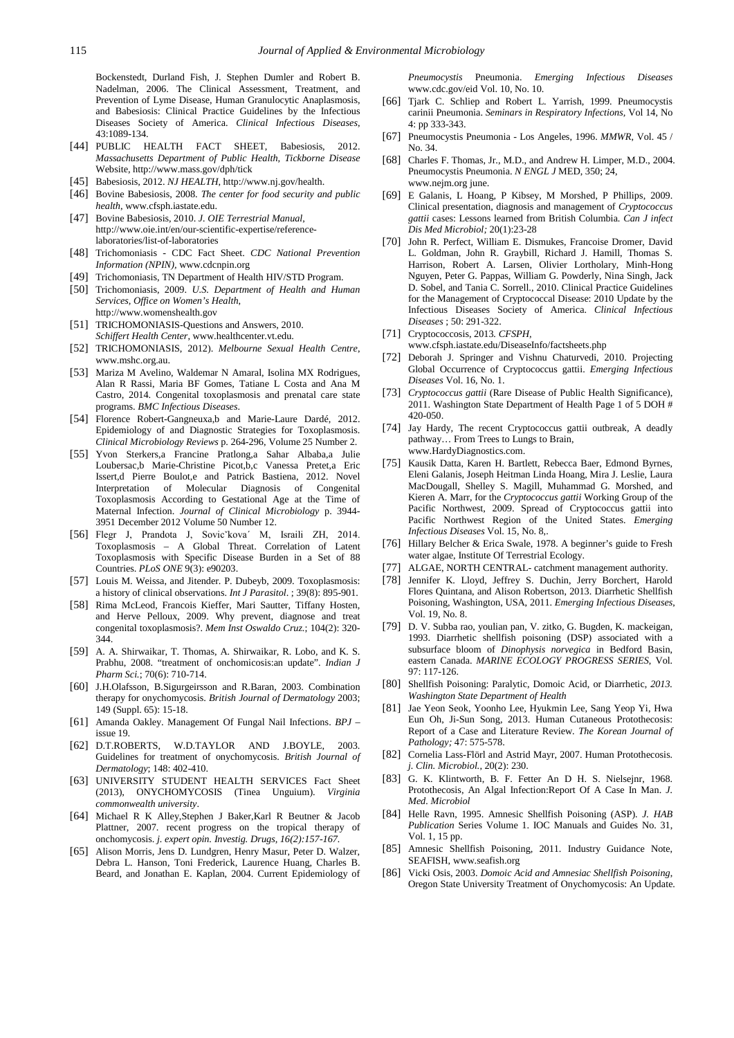Bockenstedt, Durland Fish, J. Stephen Dumler and Robert B. Nadelman, 2006. The Clinical Assessment, Treatment, and Prevention of Lyme Disease, Human Granulocytic Anaplasmosis, and Babesiosis: Clinical Practice Guidelines by the Infectious Diseases Society of America. *Clinical Infectious Diseases*, 43:1089-134.

[44] PUBLIC HEALTH FACT SHEET, Babesiosis, 2012. *Massachusetts Department of Public Health, Tickborne Disease* Website, http://www.mass.gov/dph/tick

[45] Babesiosis, 2012. *NJ HEALTH*, http://www.nj.gov/health.

[46] Bovine Babesiosis, 2008. *The center for food security and public health*, www.cfsph.iastate.edu.

[47] Bovine Babesiosis, 2010. *J. OIE Terrestrial Manual*, http://www.oie.int/en/our-scientific-expertise/reference-laboratories/list-of-laboratories

[48] Trichomoniasis - CDC Fact Sheet. *CDC National Prevention Information (NPIN)*, www.cdcnpin.org

[49] Trichomoniasis, TN Department of Health HIV/STD Program.

[50] Trichomoniasis, 2009. *U.S. Department of Health and Human Services, Office on Women's Health*, http://www.womenshealth.gov

[51] TRICHOMONIASIS-Questions and Answers, 2010. *Schiffert Health Center*, www.healthcenter.vt.edu.

[52] TRICHOMONIASIS, 2012). *Melbourne Sexual Health Centre*, www.mshc.org.au.

[53] Mariza M Avelino, Waldemar N Amaral, Isolina MX Rodrigues, Alan R Rassi, Maria BF Gomes, Tatiane L Costa and Ana M Castro, 2014. Congenital toxoplasmosis and prenatal care state programs. *BMC Infectious Diseases*.

[54] Florence Robert-Gangneuxa,b and Marie-Laure Dardé, 2012. Epidemiology of and Diagnostic Strategies for Toxoplasmosis. *Clinical Microbiology Reviews* p. 264-296, Volume 25 Number 2.

[55] Yvon Sterkers,a Francine Pratlong,a Sahar Albaba,a Julie Loubersac,b Marie-Christine Picot,b,c Vanessa Pretet,a Eric Issert,d Pierre Boulot,e and Patrick Bastiena, 2012. Novel Interpretation of Molecular Diagnosis of Congenital Toxoplasmosis According to Gestational Age at the Time of Maternal Infection. *Journal of Clinical Microbiology* p. 3944-3951 December 2012 Volume 50 Number 12.

[56] Flegr J, Prandota J, Sovičková M, Israili ZH, 2014. Toxoplasmosis – A Global Threat. Correlation of Latent Toxoplasmosis with Specific Disease Burden in a Set of 88 Countries. *PLoS ONE* 9(3): e90203.

[57] Louis M. Weissa, and Jitender. P. Dubeyb, 2009. Toxoplasmosis: a history of clinical observations. *Int J Parasitol*. ; 39(8): 895-901.

[58] Rima McLeod, Francois Kieffer, Mari Sautter, Tiffany Hosten, and Herve Pelloux, 2009. Why prevent, diagnose and treat congenital toxoplasmosis?. *Mem Inst Oswaldo Cruz.*; 104(2): 320-344.

[59] A. A. Shirwaikar, T. Thomas, A. Shirwaikar, R. Lobo, and K. S. Prabhu, 2008. "treatment of onchomicosis:an update". *Indian J Pharm Sci.*; 70(6): 710-714.

[60] J.H.Olafsson, B.Sigurgeirsson and R.Baran, 2003. Combination therapy for onychomycosis. *British Journal of Dermatology* 2003; 149 (Suppl. 65): 15-18.

[61] Amanda Oakley. Management Of Fungal Nail Infections. *BPJ* – issue 19.

[62] D.T.ROBERTS, W.D.TAYLOR AND J.BOYLE, 2003. Guidelines for treatment of onychomycosis. *British Journal of Dermatology*; 148: 402-410.

[63] UNIVERSITY STUDENT HEALTH SERVICES Fact Sheet (2013), ONYCHOMYCOSIS (Tinea Unguium). *Virginia commonwealth university*.

[64] Michael R K Alley,Stephen J Baker,Karl R Beutner & Jacob Plattner, 2007. recent progress on the tropical therapy of onchomycosis. *j. expert opin. Investig. Drugs, 16(2):157-167.*

[65] Alison Morris, Jens D. Lundgren, Henry Masur, Peter D. Walzer, Debra L. Hanson, Toni Frederick, Laurence Huang, Charles B. Beard, and Jonathan E. Kaplan, 2004. Current Epidemiology of *Pneumocystis* Pneumonia. *Emerging Infectious Diseases* www.cdc.gov/eid Vol. 10, No. 10.

[66] Tjark C. Schliep and Robert L. Yarrish, 1999. Pneumocystis carinii Pneumonia. *Seminars in Respiratory Infections*, Vol 14, No 4: pp 333-343.

[67] Pneumocystis Pneumonia - Los Angeles, 1996. *MMWR*, Vol. 45 / No. 34.

[68] Charles F. Thomas, Jr., M.D., and Andrew H. Limper, M.D., 2004. Pneumocystis Pneumonia. *N ENGL J* MED, 350; 24, www.nejm.org june.

[69] E Galanis, L Hoang, P Kibsey, M Morshed, P Phillips, 2009. Clinical presentation, diagnosis and management of *Cryptococcus gattii* cases: Lessons learned from British Columbia. *Can J infect Dis Med Microbiol;* 20(1):23-28

[70] John R. Perfect, William E. Dismukes, Francoise Dromer, David L. Goldman, John R. Graybill, Richard J. Hamill, Thomas S. Harrison, Robert A. Larsen, Olivier Lortholary, Minh-Hong Nguyen, Peter G. Pappas, William G. Powderly, Nina Singh, Jack D. Sobel, and Tania C. Sorrell., 2010. Clinical Practice Guidelines for the Management of Cryptococcal Disease: 2010 Update by the Infectious Diseases Society of America. *Clinical Infectious Diseases* ; 50: 291-322.

[71] Cryptococcosis, 2013. *CFSPH*, www.cfsph.iastate.edu/DiseaseInfo/factsheets.php

[72] Deborah J. Springer and Vishnu Chaturvedi, 2010. Projecting Global Occurrence of Cryptococcus gattii. *Emerging Infectious Diseases* Vol. 16, No. 1.

[73] *Cryptococcus gattii* (Rare Disease of Public Health Significance), 2011. Washington State Department of Health Page 1 of 5 DOH # 420-050.

[74] Jay Hardy, The recent Cryptococcus gattii outbreak, A deadly pathway… From Trees to Lungs to Brain, www.HardyDiagnostics.com.

[75] Kausik Datta, Karen H. Bartlett, Rebecca Baer, Edmond Byrnes, Eleni Galanis, Joseph Heitman Linda Hoang, Mira J. Leslie, Laura MacDougall, Shelley S. Magill, Muhammad G. Morshed, and Kieren A. Marr, for the *Cryptococcus gattii* Working Group of the Pacific Northwest, 2009. Spread of Cryptococcus gattii into Pacific Northwest Region of the United States. *Emerging Infectious Diseases* Vol. 15, No. 8,.

[76] Hillary Belcher & Erica Swale, 1978. A beginner's guide to Fresh water algae, Institute Of Terrestrial Ecology.

[77] ALGAE, NORTH CENTRAL- catchment management authority.

[78] Jennifer K. Lloyd, Jeffrey S. Duchin, Jerry Borchert, Harold Flores Quintana, and Alison Robertson, 2013. Diarrhetic Shellfish Poisoning, Washington, USA, 2011. *Emerging Infectious Diseases*, Vol. 19, No. 8.

[79] D. V. Subba rao, youlian pan, V. zitko, G. Bugden, K. mackeigan, 1993. Diarrhetic shellfish poisoning (DSP) associated with a subsurface bloom of *Dinophysis norvegica* in Bedford Basin, eastern Canada. *MARINE ECOLOGY PROGRESS SERIES*, Vol. 97: 117-126.

[80] Shellfish Poisoning: Paralytic, Domoic Acid, or Diarrhetic, *2013. Washington State Department of Health*

[81] Jae Yeon Seok, Yoonho Lee, Hyukmin Lee, Sang Yeop Yi, Hwa Eun Oh, Ji-Sun Song, 2013. Human Cutaneous Protothecosis: Report of a Case and Literature Review. *The Korean Journal of Pathology;* 47: 575-578.

[82] Cornelia Lass-Flörl and Astrid Mayr, 2007. Human Protothecosis. *j. Clin. Microbiol.*, 20(2): 230.

[83] G. K. Klintworth, B. F. Fetter An D H. S. Nielsejnr, 1968. Protothecosis, An Algal Infection:Report Of A Case In Man. *J. Med. Microbiol*

[84] Helle Ravn, 1995. Amnesic Shellfish Poisoning (ASP). *J. HAB Publication* Series Volume 1. IOC Manuals and Guides No. 31, Vol. 1, 15 pp.

[85] Amnesic Shellfish Poisoning, 2011. Industry Guidance Note, SEAFISH, www.seafish.org

[86] Vicki Osis, 2003. *Domoic Acid and Amnesiac Shellfish Poisoning*, Oregon State University Treatment of Onychomycosis: An Update.